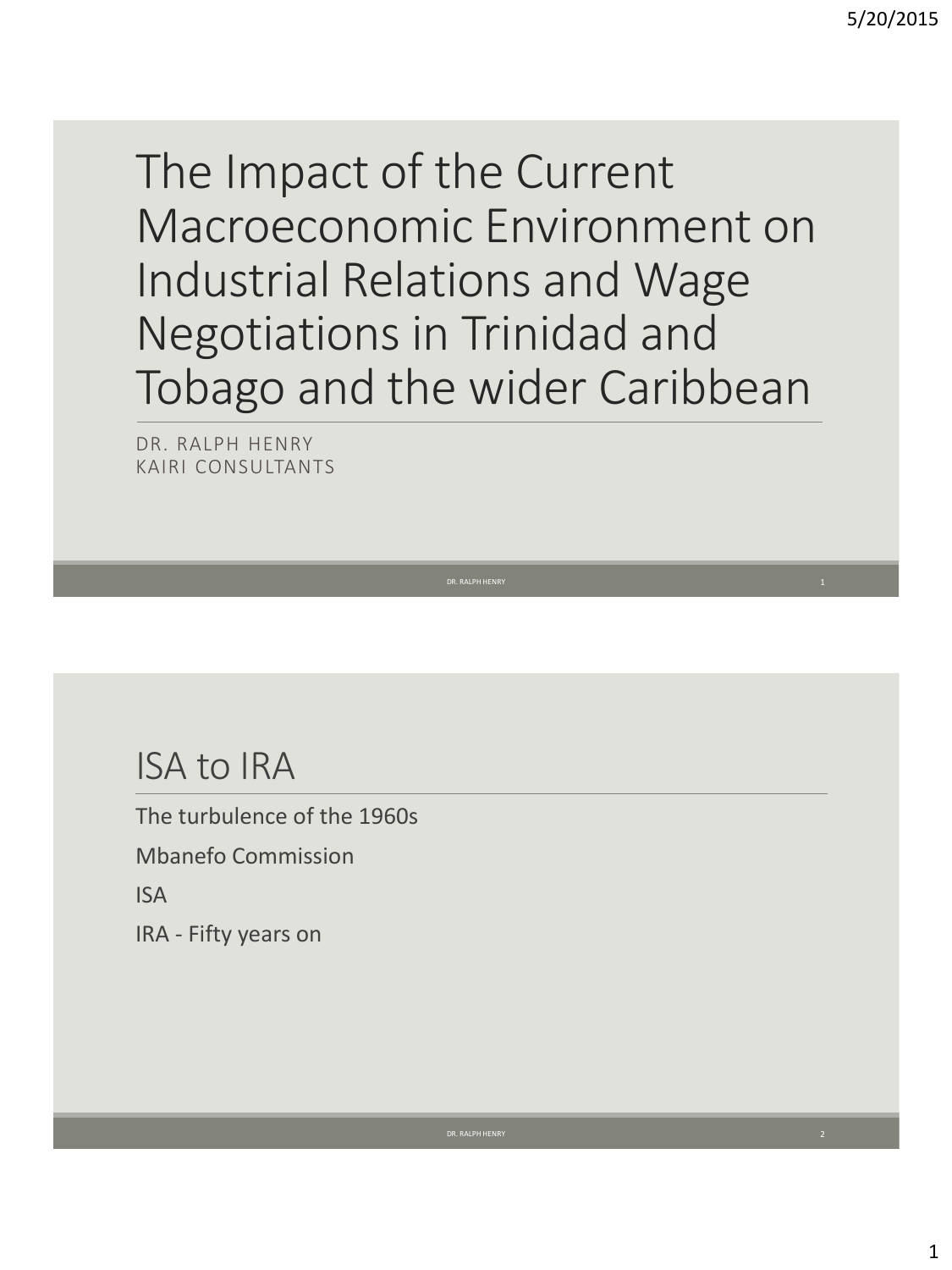# The Impact of the Current Macroeconomic Environment on Industrial Relations and Wage Negotiations in Trinidad and Tobago and the wider Caribbean

DR. RALPH HENRY
KAIRI CONSULTANTS

## ISA to IRA

The turbulence of the 1960s

Mbanefo Commission

ISA

IRA - Fifty years on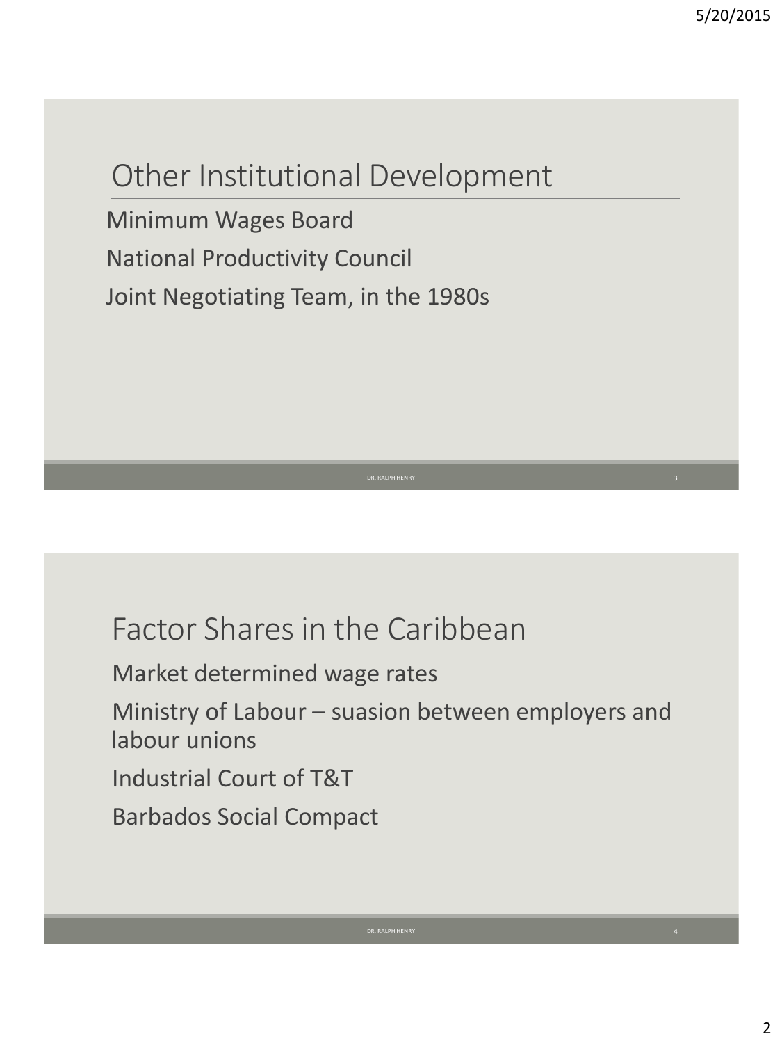## Other Institutional Development

Minimum Wages Board

National Productivity Council

Joint Negotiating Team, in the 1980s

## Factor Shares in the Caribbean

Market determined wage rates

Ministry of Labour – suasion between employers and labour unions

Industrial Court of T&T

Barbados Social Compact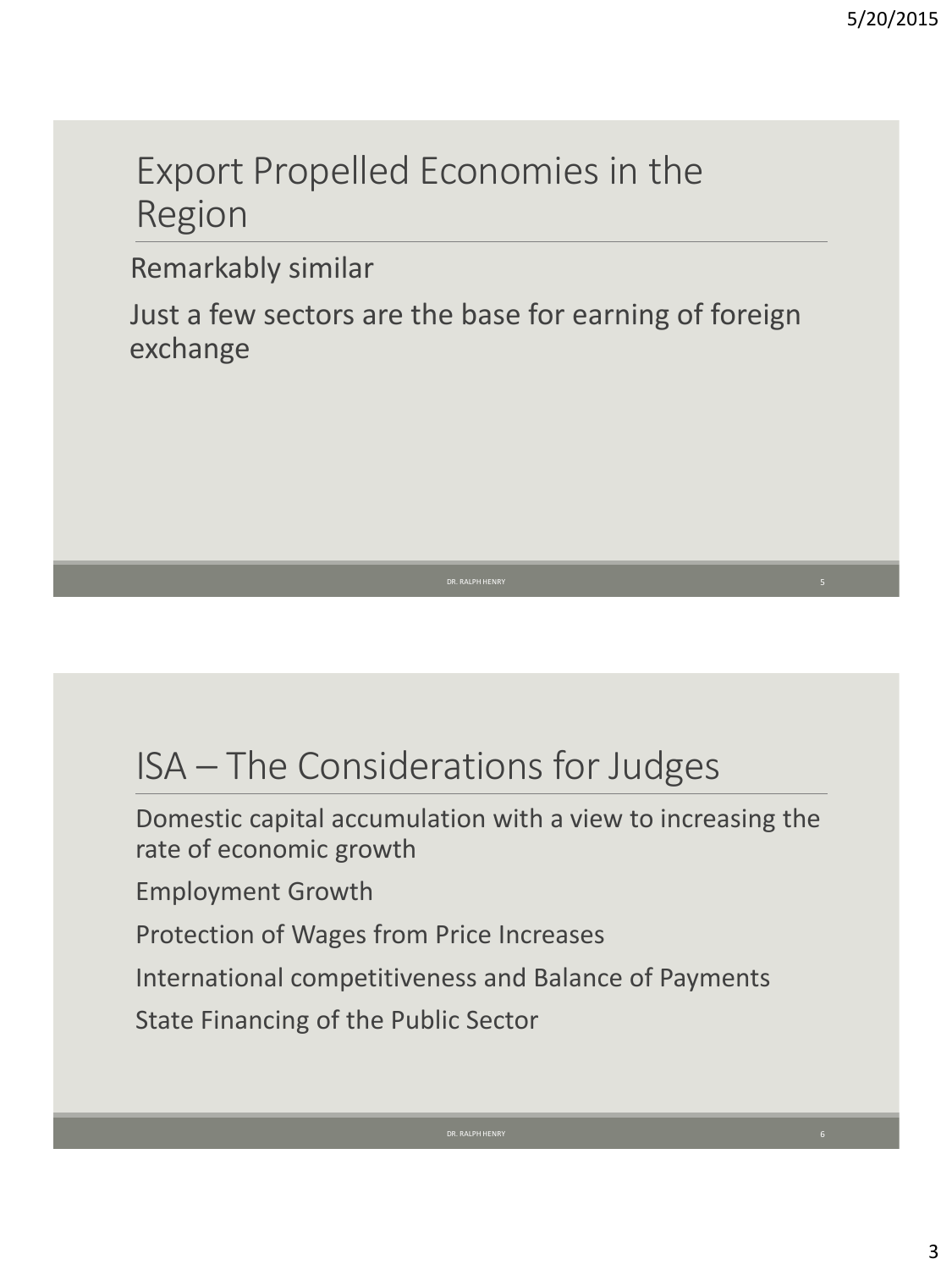## Export Propelled Economies in the Region

Remarkably similar

Just a few sectors are the base for earning of foreign exchange

## ISA – The Considerations for Judges

Domestic capital accumulation with a view to increasing the rate of economic growth

Employment Growth

Protection of Wages from Price Increases

International competitiveness and Balance of Payments

State Financing of the Public Sector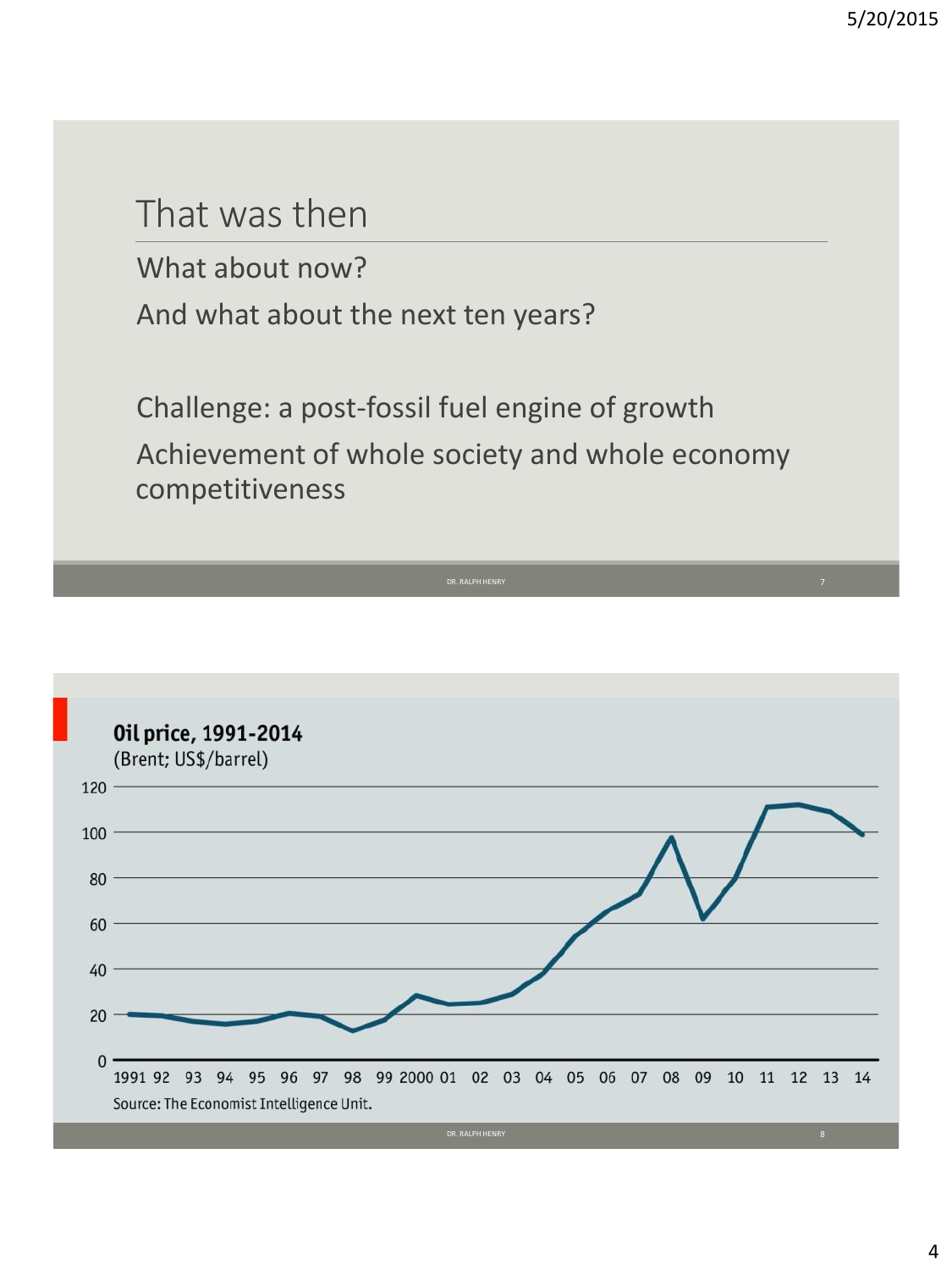## That was then

What about now?

And what about the next ten years?

Challenge: a post-fossil fuel engine of growth

Achievement of whole society and whole economy competitiveness

**Oil price, 1991-2014**

(Brent; US$/barrel)

Source: The Economist Intelligence Unit.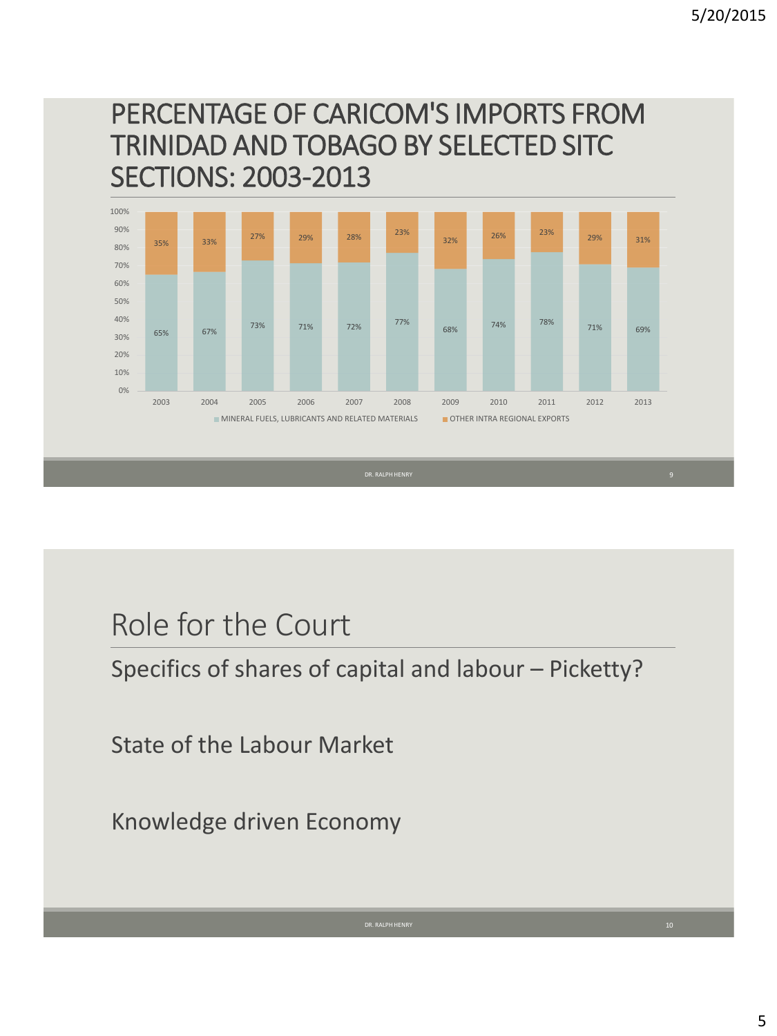## PERCENTAGE OF CARICOM'S IMPORTS FROM TRINIDAD AND TOBAGO BY SELECTED SITC SECTIONS: 2003-2013

| Year | MINERAL FUELS, LUBRICANTS AND RELATED MATERIALS | OTHER INTRA REGIONAL EXPORTS |
|---|---|---|
| 2003 | 65% | 35% |
| 2004 | 67% | 33% |
| 2005 | 73% | 27% |
| 2006 | 71% | 29% |
| 2007 | 72% | 28% |
| 2008 | 77% | 23% |
| 2009 | 68% | 32% |
| 2010 | 74% | 26% |
| 2011 | 78% | 23% |
| 2012 | 71% | 29% |
| 2013 | 69% | 31% |

DR. RALPH HENRY

## Role for the Court

Specifics of shares of capital and labour – Picketty?

State of the Labour Market

Knowledge driven Economy

DR. RALPH HENRY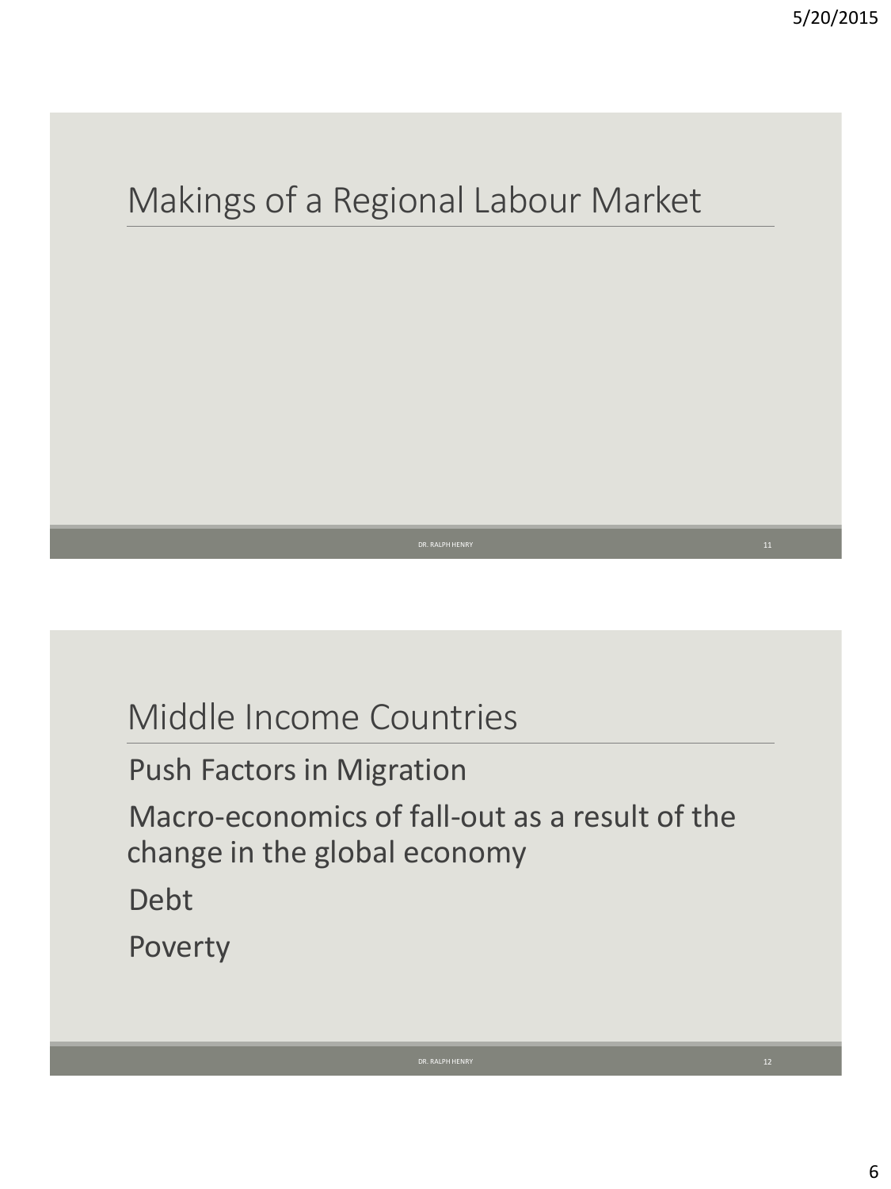## Makings of a Regional Labour Market

## Middle Income Countries

Push Factors in Migration

Macro-economics of fall-out as a result of the change in the global economy

Debt

Poverty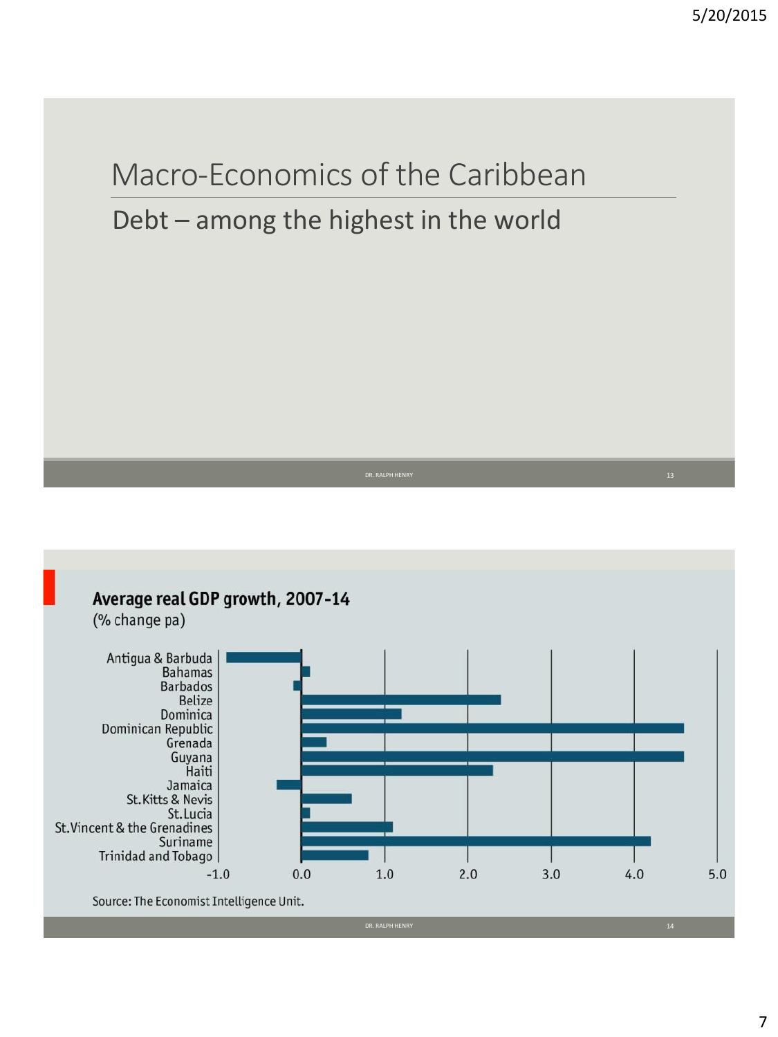# Macro-Economics of the Caribbean

## Debt – among the highest in the world

---

**Average real GDP growth, 2007-14**
(% change pa)

| Country | Value (approx.) |
|---|---|
| Antigua & Barbuda | -0.9 |
| Bahamas | 0.1 |
| Barbados | -0.1 |
| Belize | 2.4 |
| Dominica | 1.2 |
| Dominican Republic | 4.6 |
| Grenada | 0.3 |
| Guyana | 4.6 |
| Haiti | 2.3 |
| Jamaica | -0.3 |
| St.Kitts & Nevis | 0.6 |
| St.Lucia | 0.1 |
| St.Vincent & the Grenadines | 1.1 |
| Suriname | 4.2 |
| Trinidad and Tobago | 0.8 |

Source: The Economist Intelligence Unit.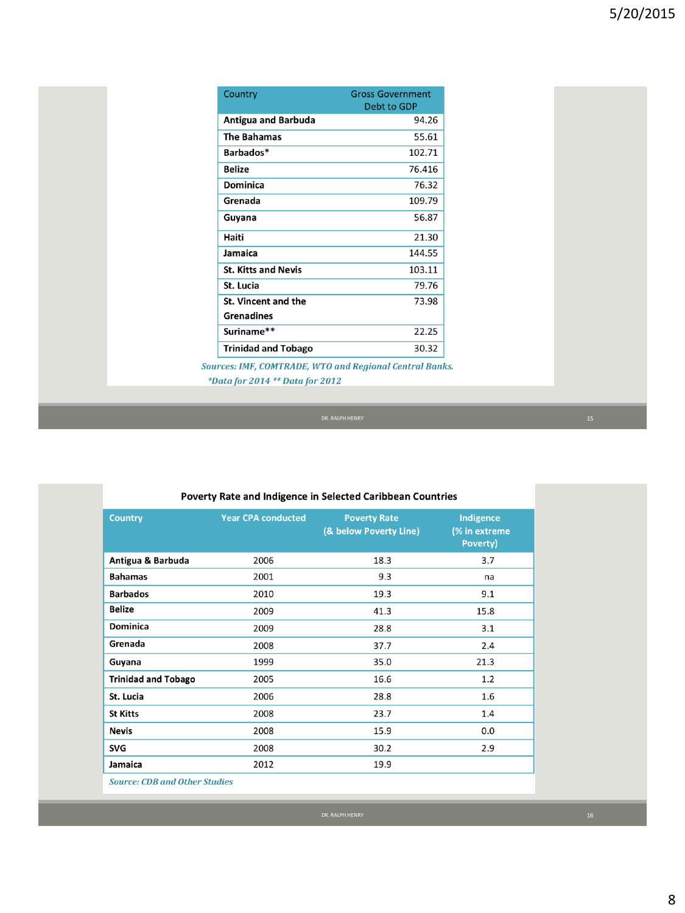| Country | Gross Government Debt to GDP |
|---|---|
| **Antigua and Barbuda** | 94.26 |
| **The Bahamas** | 55.61 |
| **Barbados*** | 102.71 |
| **Belize** | 76.416 |
| **Dominica** | 76.32 |
| **Grenada** | 109.79 |
| **Guyana** | 56.87 |
| **Haiti** | 21.30 |
| **Jamaica** | 144.55 |
| **St. Kitts and Nevis** | 103.11 |
| **St. Lucia** | 79.76 |
| **St. Vincent and the Grenadines** | 73.98 |
| **Suriname**** | 22.25 |
| **Trinidad and Tobago** | 30.32 |

*Sources: IMF, COMTRADE, WTO and Regional Central Banks.*

*\*Data for 2014 \*\* Data for 2012*

**Poverty Rate and Indigence in Selected Caribbean Countries**

| Country | Year CPA conducted | Poverty Rate (& below Poverty Line) | Indigence (% in extreme Poverty) |
|---|---|---|---|
| **Antigua & Barbuda** | 2006 | 18.3 | 3.7 |
| **Bahamas** | 2001 | 9.3 | na |
| **Barbados** | 2010 | 19.3 | 9.1 |
| **Belize** | 2009 | 41.3 | 15.8 |
| **Dominica** | 2009 | 28.8 | 3.1 |
| **Grenada** | 2008 | 37.7 | 2.4 |
| **Guyana** | 1999 | 35.0 | 21.3 |
| **Trinidad and Tobago** | 2005 | 16.6 | 1.2 |
| **St. Lucia** | 2006 | 28.8 | 1.6 |
| **St Kitts** | 2008 | 23.7 | 1.4 |
| **Nevis** | 2008 | 15.9 | 0.0 |
| **SVG** | 2008 | 30.2 | 2.9 |
| **Jamaica** | 2012 | 19.9 | |

*Source: CDB and Other Studies*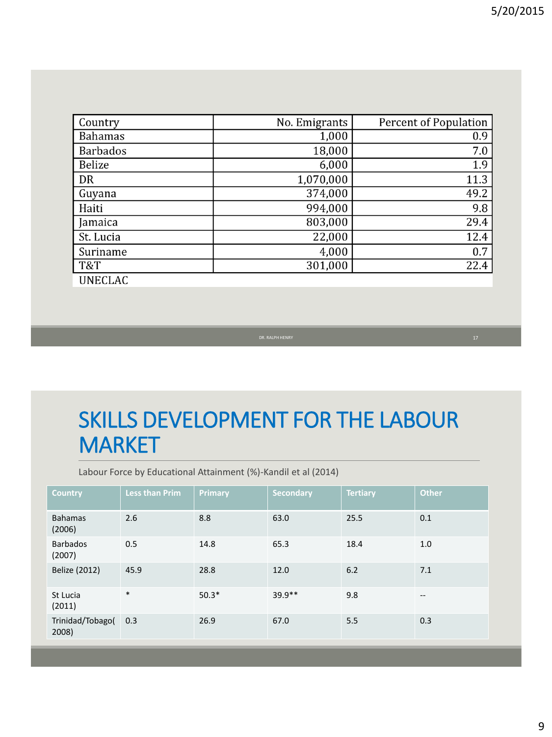| Country | No. Emigrants | Percent of Population |
|---|---|---|
| Bahamas | 1,000 | 0.9 |
| Barbados | 18,000 | 7.0 |
| Belize | 6,000 | 1.9 |
| DR | 1,070,000 | 11.3 |
| Guyana | 374,000 | 49.2 |
| Haiti | 994,000 | 9.8 |
| Jamaica | 803,000 | 29.4 |
| St. Lucia | 22,000 | 12.4 |
| Suriname | 4,000 | 0.7 |
| T&T | 301,000 | 22.4 |

UNECLAC

# SKILLS DEVELOPMENT FOR THE LABOUR MARKET

Labour Force by Educational Attainment (%)-Kandil et al (2014)

| Country | Less than Prim | Primary | Secondary | Tertiary | Other |
|---|---|---|---|---|---|
| Bahamas (2006) | 2.6 | 8.8 | 63.0 | 25.5 | 0.1 |
| Barbados (2007) | 0.5 | 14.8 | 65.3 | 18.4 | 1.0 |
| Belize (2012) | 45.9 | 28.8 | 12.0 | 6.2 | 7.1 |
| St Lucia (2011) | * | 50.3* | 39.9** | 9.8 | -- |
| Trinidad/Tobago( 2008) | 0.3 | 26.9 | 67.0 | 5.5 | 0.3 |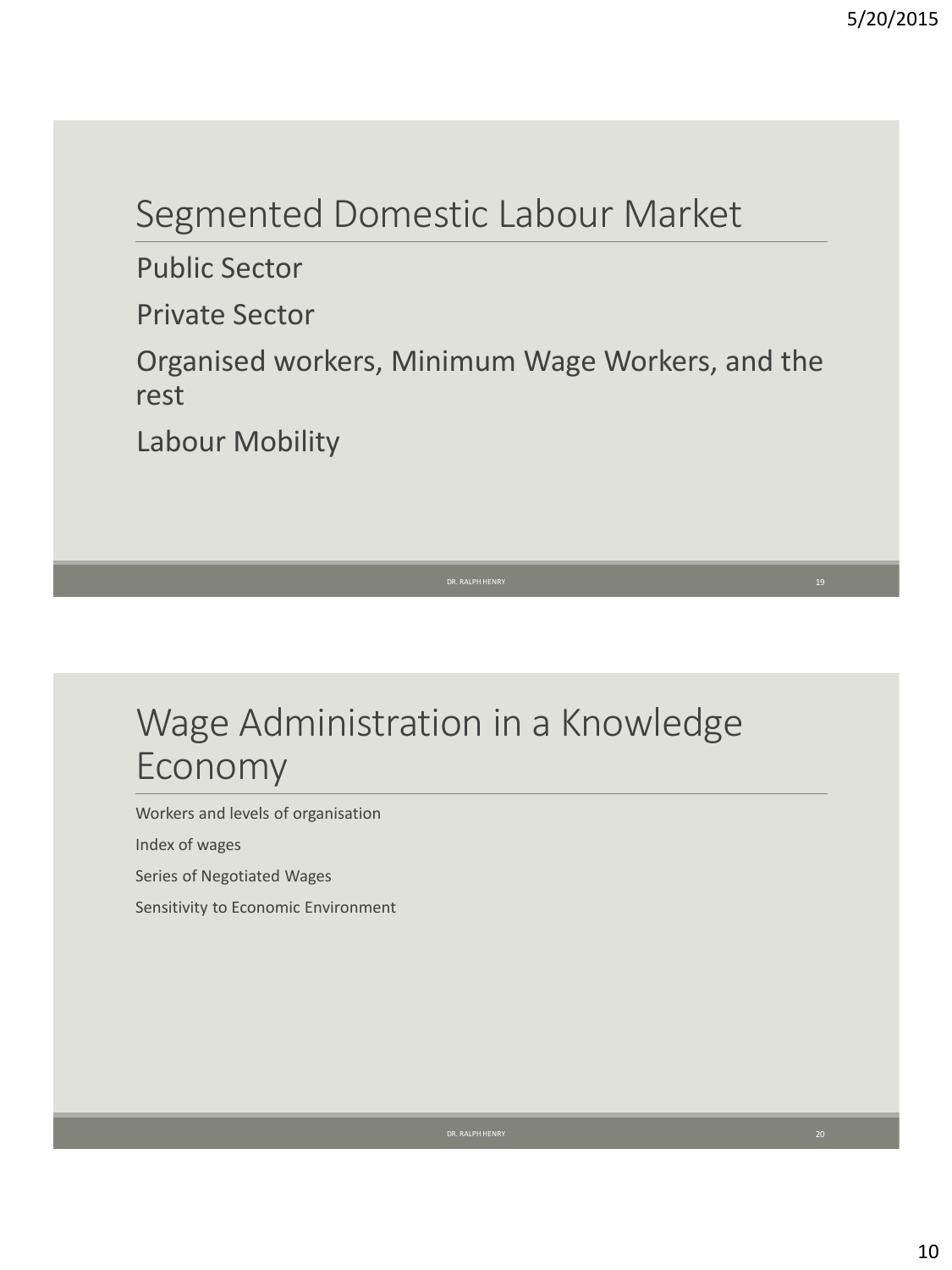## Segmented Domestic Labour Market

Public Sector

Private Sector

Organised workers, Minimum Wage Workers, and the rest

Labour Mobility

## Wage Administration in a Knowledge Economy

Workers and levels of organisation

Index of wages

Series of Negotiated Wages

Sensitivity to Economic Environment